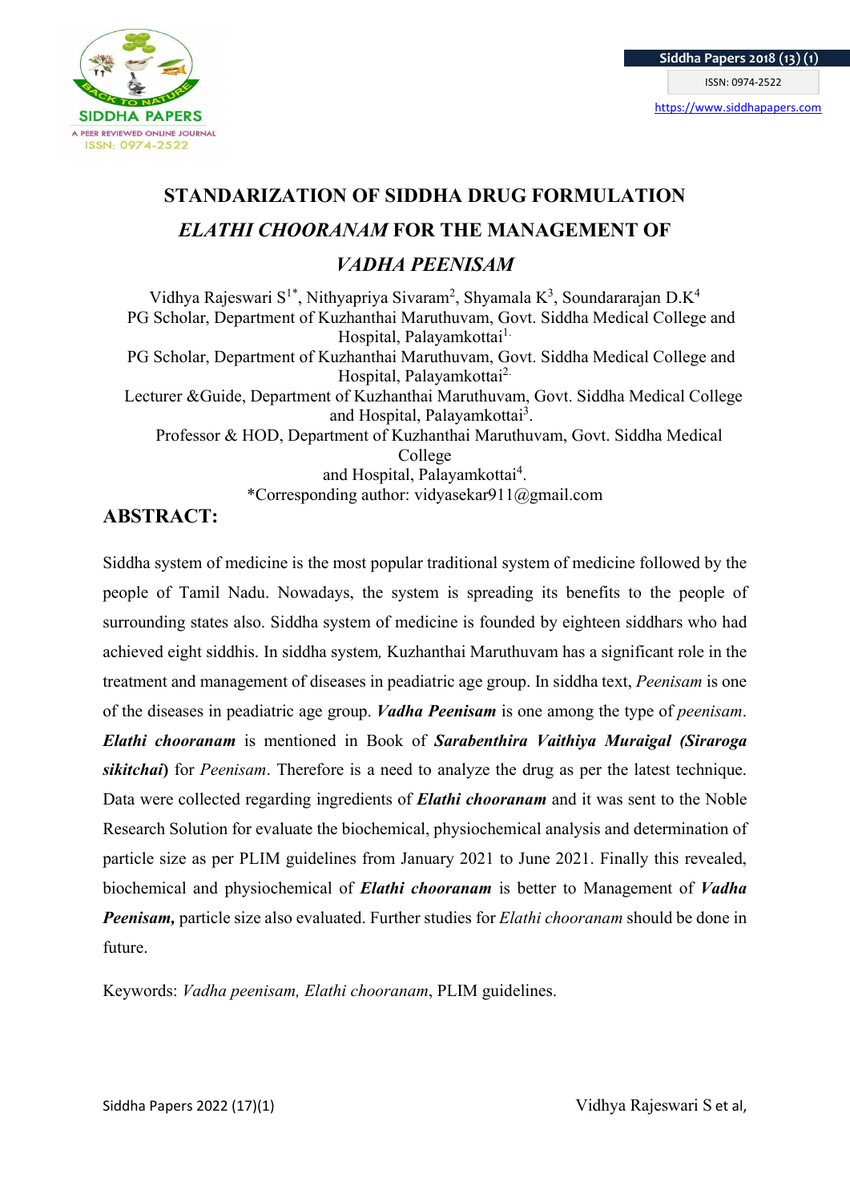# STANDARIZATION OF SIDDHA DRUG FORMULATION *ELATHI CHOORANAM* FOR THE MANAGEMENT OF *VADHA PEENISAM*

Vidhya Rajeswari S[1*], Nithyapriya Sivaram[2], Shyamala K[3], Soundararajan D.K[4]

PG Scholar, Department of Kuzhanthai Maruthuvam, Govt. Siddha Medical College and Hospital, Palayamkottai[1].

PG Scholar, Department of Kuzhanthai Maruthuvam, Govt. Siddha Medical College and Hospital, Palayamkottai[2].

Lecturer &Guide, Department of Kuzhanthai Maruthuvam, Govt. Siddha Medical College and Hospital, Palayamkottai[3].

Professor & HOD, Department of Kuzhanthai Maruthuvam, Govt. Siddha Medical College and Hospital, Palayamkottai[4].

*Corresponding author: vidyasekar911@gmail.com

## ABSTRACT:

Siddha system of medicine is the most popular traditional system of medicine followed by the people of Tamil Nadu. Nowadays, the system is spreading its benefits to the people of surrounding states also. Siddha system of medicine is founded by eighteen siddhars who had achieved eight siddhis. In siddha system, Kuzhanthai Maruthuvam has a significant role in the treatment and management of diseases in peadiatric age group. In siddha text, *Peenisam* is one of the diseases in peadiatric age group. ***Vadha Peenisam*** is one among the type of *peenisam*. ***Elathi chooranam*** is mentioned in Book of ***Sarabenthira Vaithiya Muraigal (Siraroga sikitchai***) for *Peenisam*. Therefore is a need to analyze the drug as per the latest technique. Data were collected regarding ingredients of ***Elathi chooranam*** and it was sent to the Noble Research Solution for evaluate the biochemical, physiochemical analysis and determination of particle size as per PLIM guidelines from January 2021 to June 2021. Finally this revealed, biochemical and physiochemical of ***Elathi chooranam*** is better to Management of ***Vadha Peenisam,*** particle size also evaluated. Further studies for *Elathi chooranam* should be done in future.

Keywords: *Vadha peenisam, Elathi chooranam*, PLIM guidelines.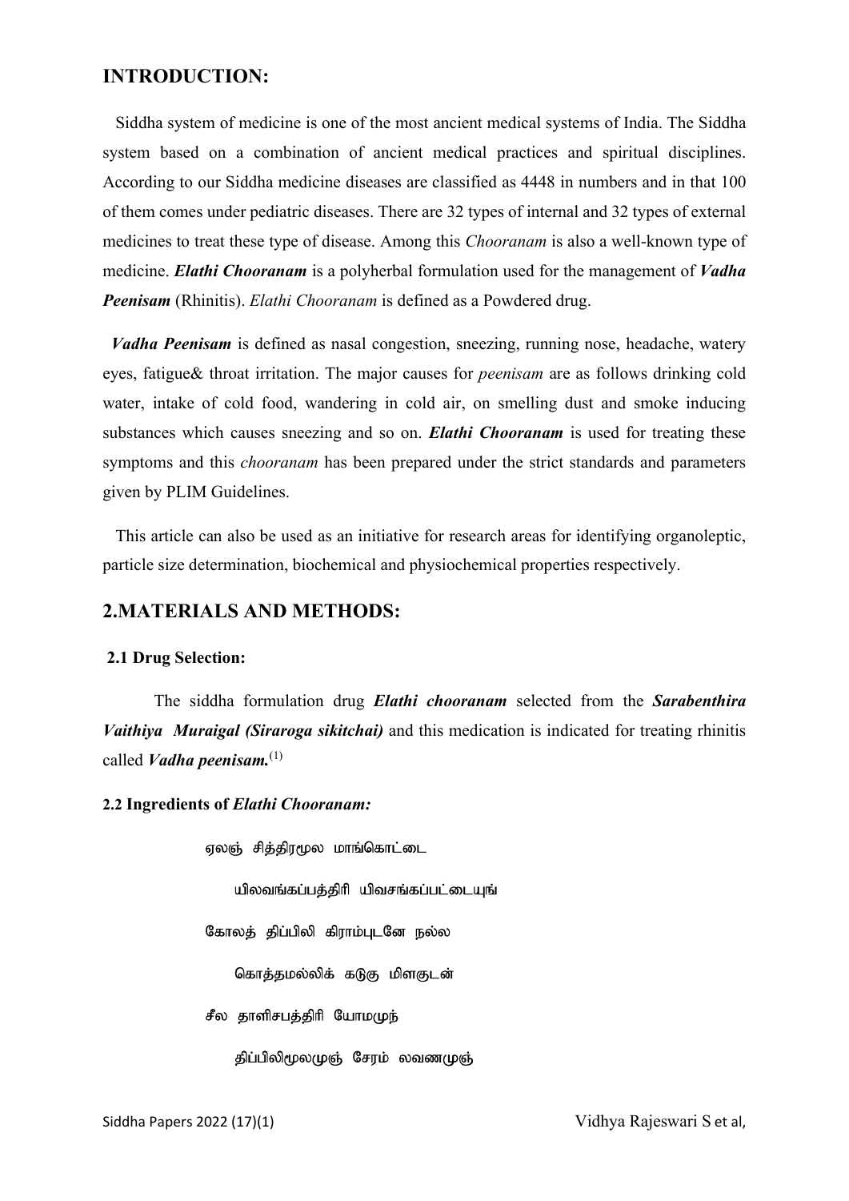## INTRODUCTION:

Siddha system of medicine is one of the most ancient medical systems of India. The Siddha system based on a combination of ancient medical practices and spiritual disciplines. According to our Siddha medicine diseases are classified as 4448 in numbers and in that 100 of them comes under pediatric diseases. There are 32 types of internal and 32 types of external medicines to treat these type of disease. Among this *Chooranam* is also a well-known type of medicine. ***Elathi Chooranam*** is a polyherbal formulation used for the management of ***Vadha Peenisam*** (Rhinitis). *Elathi Chooranam* is defined as a Powdered drug.

***Vadha Peenisam*** is defined as nasal congestion, sneezing, running nose, headache, watery eyes, fatigue& throat irritation. The major causes for *peenisam* are as follows drinking cold water, intake of cold food, wandering in cold air, on smelling dust and smoke inducing substances which causes sneezing and so on. ***Elathi Chooranam*** is used for treating these symptoms and this *chooranam* has been prepared under the strict standards and parameters given by PLIM Guidelines.

This article can also be used as an initiative for research areas for identifying organoleptic, particle size determination, biochemical and physiochemical properties respectively.

## 2.MATERIALS AND METHODS:

### 2.1 Drug Selection:

The siddha formulation drug ***Elathi chooranam*** selected from the ***Sarabenthira Vaithiya Muraigal (Siraroga sikitchai)*** and this medication is indicated for treating rhinitis called ***Vadha peenisam.***[1]

### 2.2 Ingredients of *Elathi Chooranam:*

ஏலஞ் சித்திரமூல மாங்கொட்டை

யிலவங்கப்பத்திரி யிவசங்கப்பட்டையுங்

கோலத் திப்பிலி கிராம்புடனே நல்ல

கொத்தமல்லிக் கடுகு மிளகுடன்

சீல தாளிசபத்திரி யோமமுந்

திப்பிலிமூலமுஞ் சேரம் லவணமுஞ்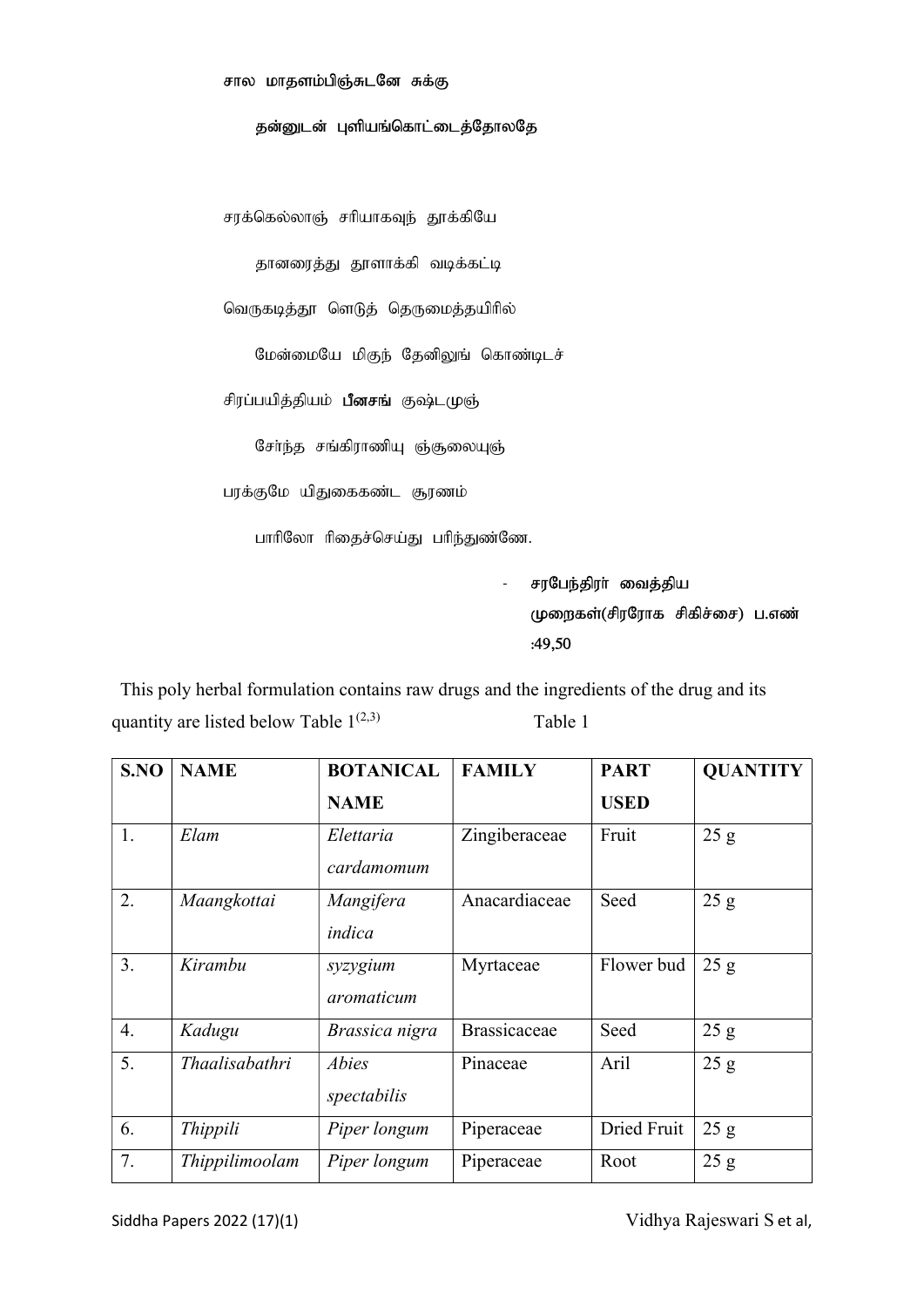சால மாதளம்பிஞ்சுடனே சுக்கு

தன்னுடன் புளியங்கொட்டைத்தோலதே

சரக்கெல்லாஞ் சரியாகவுந் தூக்கியே

தானரைத்து தூளாக்கி வடிக்கட்டி

வெருகடித்தூ ளெடுத் தெருமைத்தயிரில்

மேன்மையே மிகுந் தேனிலுங் கொண்டிடச்

சிரப்பயித்தியம் **பீனசங்** குஷ்டமுஞ்

சேர்ந்த சங்கிராணியு ஞ்சூலையுஞ்

பரக்குமே யிதுகைகண்ட சூரணம்

பாரிலோ ரிதைச்செய்து பரிந்துண்ணே.

- **சரபேந்திரர் வைத்திய முறைகள்(சிரரோக சிகிச்சை) ப.எண் :49,50**

This poly herbal formulation contains raw drugs and the ingredients of the drug and its quantity are listed below Table 1[2,3]

Table 1

| S.NO | NAME | BOTANICAL NAME | FAMILY | PART USED | QUANTITY |
|---|---|---|---|---|---|
| 1. | *Elam* | *Elettaria cardamomum* | Zingiberaceae | Fruit | 25 g |
| 2. | *Maangkottai* | *Mangifera indica* | Anacardiaceae | Seed | 25 g |
| 3. | *Kirambu* | *syzygium aromaticum* | Myrtaceae | Flower bud | 25 g |
| 4. | *Kadugu* | *Brassica nigra* | Brassicaceae | Seed | 25 g |
| 5. | *Thaalisabathri* | *Abies spectabilis* | Pinaceae | Aril | 25 g |
| 6. | *Thippili* | *Piper longum* | Piperaceae | Dried Fruit | 25 g |
| 7. | *Thippilimoolam* | *Piper longum* | Piperaceae | Root | 25 g |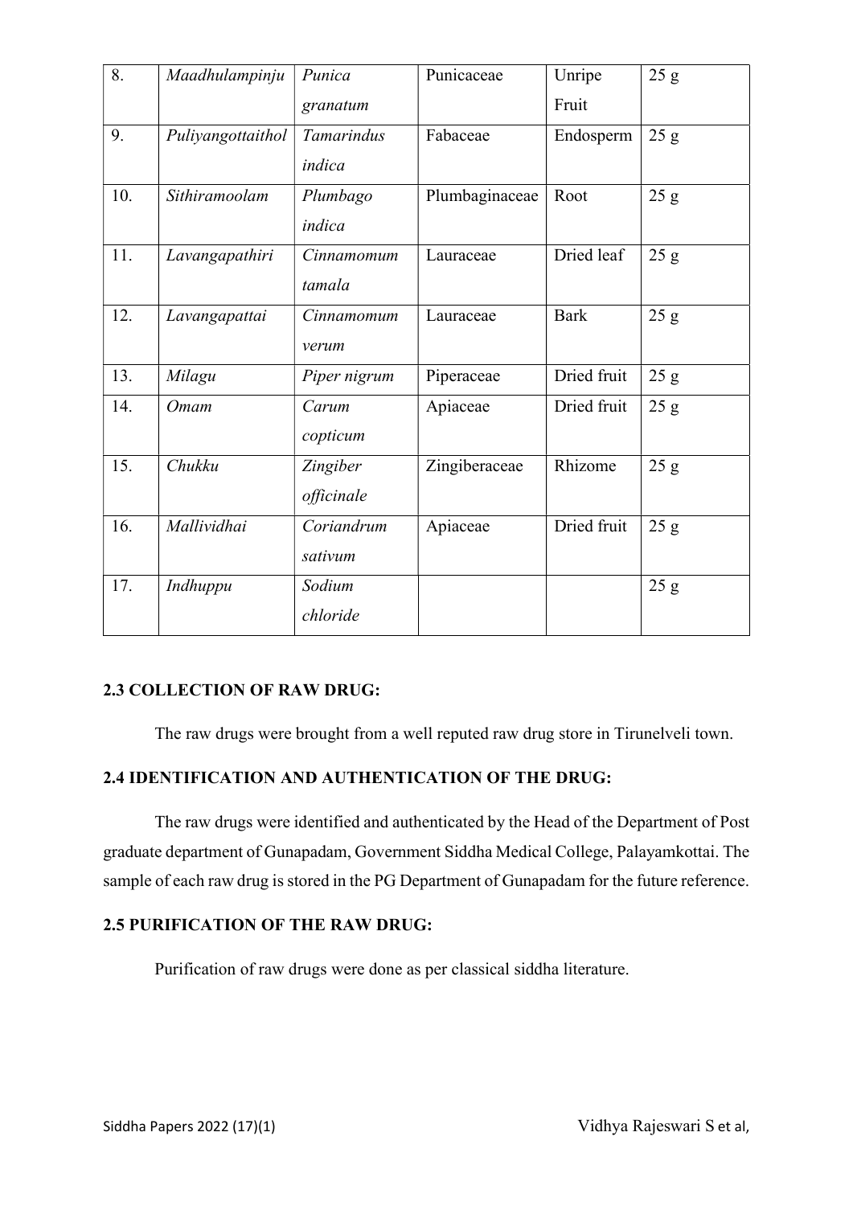| 8. | *Maadhulampinju* | *Punica granatum* | Punicaceae | Unripe Fruit | 25 g |
|---|---|---|---|---|---|
| 9. | *Puliyangottaithol* | *Tamarindus indica* | Fabaceae | Endosperm | 25 g |
| 10. | *Sithiramoolam* | *Plumbago indica* | Plumbaginaceae | Root | 25 g |
| 11. | *Lavangapathiri* | *Cinnamomum tamala* | Lauraceae | Dried leaf | 25 g |
| 12. | *Lavangapattai* | *Cinnamomum verum* | Lauraceae | Bark | 25 g |
| 13. | *Milagu* | *Piper nigrum* | Piperaceae | Dried fruit | 25 g |
| 14. | *Omam* | *Carum copticum* | Apiaceae | Dried fruit | 25 g |
| 15. | *Chukku* | *Zingiber officinale* | Zingiberaceae | Rhizome | 25 g |
| 16. | *Mallividhai* | *Coriandrum sativum* | Apiaceae | Dried fruit | 25 g |
| 17. | *Indhuppu* | *Sodium chloride* | | | 25 g |

### 2.3 COLLECTION OF RAW DRUG:

The raw drugs were brought from a well reputed raw drug store in Tirunelveli town.

### 2.4 IDENTIFICATION AND AUTHENTICATION OF THE DRUG:

The raw drugs were identified and authenticated by the Head of the Department of Post graduate department of Gunapadam, Government Siddha Medical College, Palayamkottai. The sample of each raw drug is stored in the PG Department of Gunapadam for the future reference.

### 2.5 PURIFICATION OF THE RAW DRUG:

Purification of raw drugs were done as per classical siddha literature.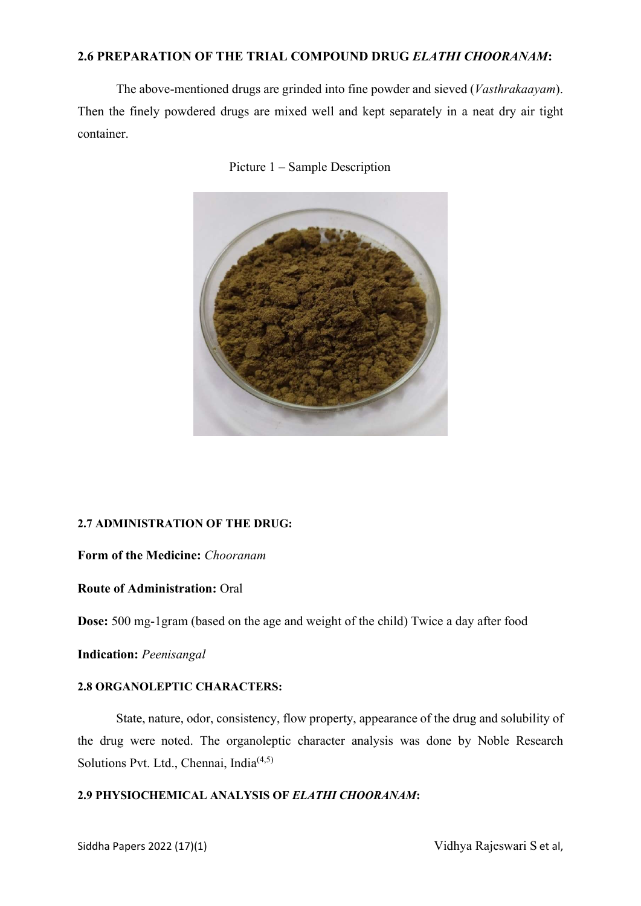### 2.6 PREPARATION OF THE TRIAL COMPOUND DRUG *ELATHI CHOORANAM*:

The above-mentioned drugs are grinded into fine powder and sieved (*Vasthrakaayam*). Then the finely powdered drugs are mixed well and kept separately in a neat dry air tight container.

Picture 1 – Sample Description

### 2.7 ADMINISTRATION OF THE DRUG:

**Form of the Medicine:** *Chooranam*

**Route of Administration:** Oral

**Dose:** 500 mg-1gram (based on the age and weight of the child) Twice a day after food

**Indication:** *Peenisangal*

### 2.8 ORGANOLEPTIC CHARACTERS:

State, nature, odor, consistency, flow property, appearance of the drug and solubility of the drug were noted. The organoleptic character analysis was done by Noble Research Solutions Pvt. Ltd., Chennai, India[4,5]

### 2.9 PHYSIOCHEMICAL ANALYSIS OF *ELATHI CHOORANAM*: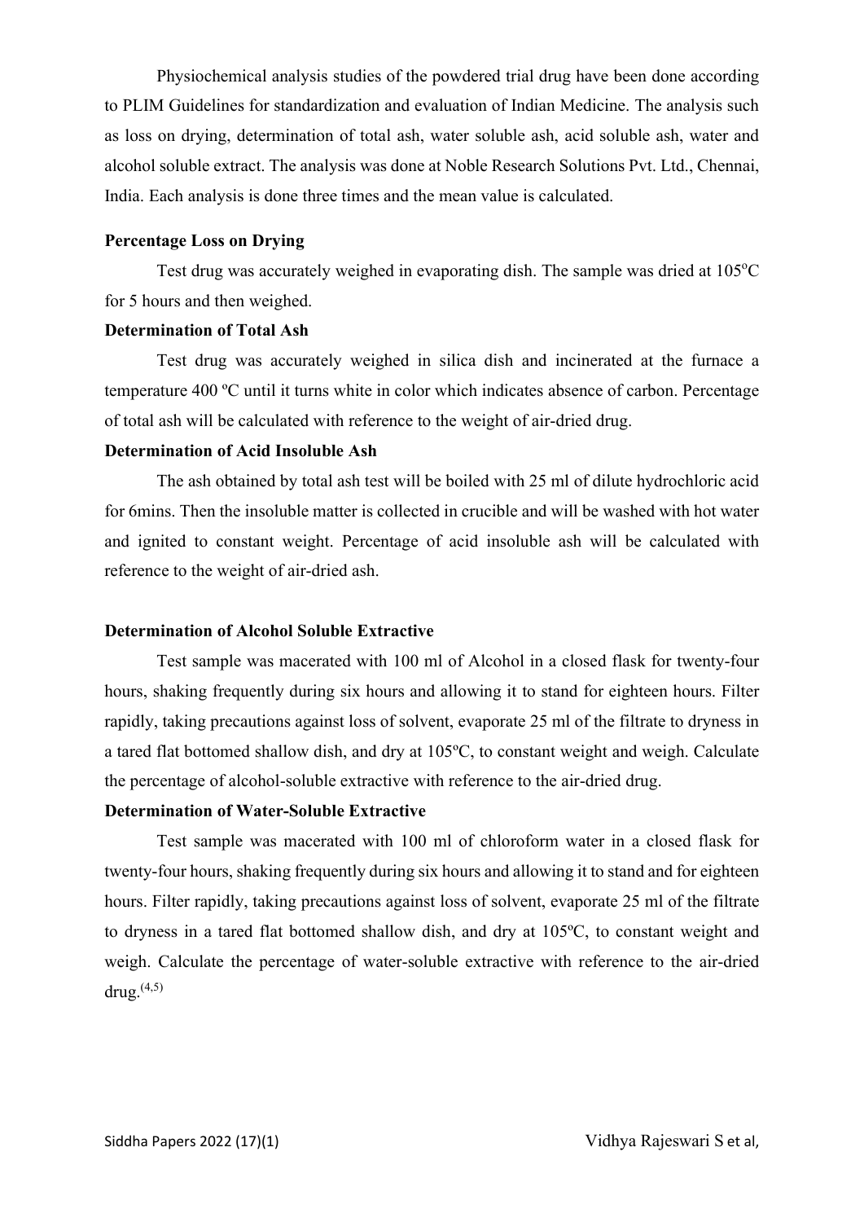Physiochemical analysis studies of the powdered trial drug have been done according to PLIM Guidelines for standardization and evaluation of Indian Medicine. The analysis such as loss on drying, determination of total ash, water soluble ash, acid soluble ash, water and alcohol soluble extract. The analysis was done at Noble Research Solutions Pvt. Ltd., Chennai, India. Each analysis is done three times and the mean value is calculated.

**Percentage Loss on Drying**

Test drug was accurately weighed in evaporating dish. The sample was dried at 105°C for 5 hours and then weighed.

**Determination of Total Ash**

Test drug was accurately weighed in silica dish and incinerated at the furnace a temperature 400 ºC until it turns white in color which indicates absence of carbon. Percentage of total ash will be calculated with reference to the weight of air-dried drug.

**Determination of Acid Insoluble Ash**

The ash obtained by total ash test will be boiled with 25 ml of dilute hydrochloric acid for 6mins. Then the insoluble matter is collected in crucible and will be washed with hot water and ignited to constant weight. Percentage of acid insoluble ash will be calculated with reference to the weight of air-dried ash.

**Determination of Alcohol Soluble Extractive**

Test sample was macerated with 100 ml of Alcohol in a closed flask for twenty-four hours, shaking frequently during six hours and allowing it to stand for eighteen hours. Filter rapidly, taking precautions against loss of solvent, evaporate 25 ml of the filtrate to dryness in a tared flat bottomed shallow dish, and dry at 105ºC, to constant weight and weigh. Calculate the percentage of alcohol-soluble extractive with reference to the air-dried drug.

**Determination of Water-Soluble Extractive**

Test sample was macerated with 100 ml of chloroform water in a closed flask for twenty-four hours, shaking frequently during six hours and allowing it to stand and for eighteen hours. Filter rapidly, taking precautions against loss of solvent, evaporate 25 ml of the filtrate to dryness in a tared flat bottomed shallow dish, and dry at 105ºC, to constant weight and weigh. Calculate the percentage of water-soluble extractive with reference to the air-dried drug.[4,5]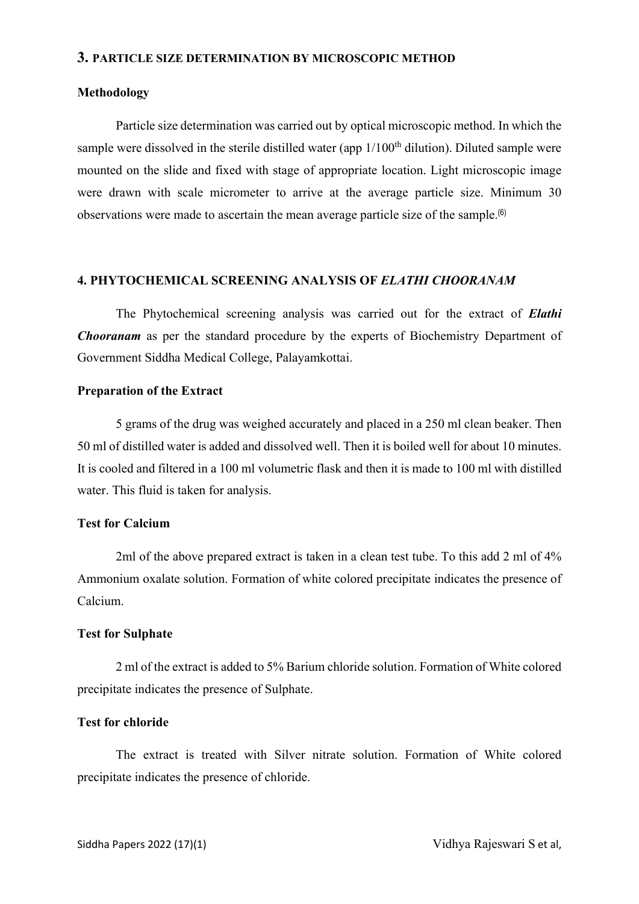## 3. PARTICLE SIZE DETERMINATION BY MICROSCOPIC METHOD

### Methodology

Particle size determination was carried out by optical microscopic method. In which the sample were dissolved in the sterile distilled water (app $1/100^{th}$ dilution). Diluted sample were mounted on the slide and fixed with stage of appropriate location. Light microscopic image were drawn with scale micrometer to arrive at the average particle size. Minimum 30 observations were made to ascertain the mean average particle size of the sample.[6]

## 4. PHYTOCHEMICAL SCREENING ANALYSIS OF *ELATHI CHOORANAM*

The Phytochemical screening analysis was carried out for the extract of ***Elathi Chooranam*** as per the standard procedure by the experts of Biochemistry Department of Government Siddha Medical College, Palayamkottai.

### Preparation of the Extract

5 grams of the drug was weighed accurately and placed in a 250 ml clean beaker. Then 50 ml of distilled water is added and dissolved well. Then it is boiled well for about 10 minutes. It is cooled and filtered in a 100 ml volumetric flask and then it is made to 100 ml with distilled water. This fluid is taken for analysis.

### Test for Calcium

2ml of the above prepared extract is taken in a clean test tube. To this add 2 ml of 4% Ammonium oxalate solution. Formation of white colored precipitate indicates the presence of Calcium.

### Test for Sulphate

2 ml of the extract is added to 5% Barium chloride solution. Formation of White colored precipitate indicates the presence of Sulphate.

### Test for chloride

The extract is treated with Silver nitrate solution. Formation of White colored precipitate indicates the presence of chloride.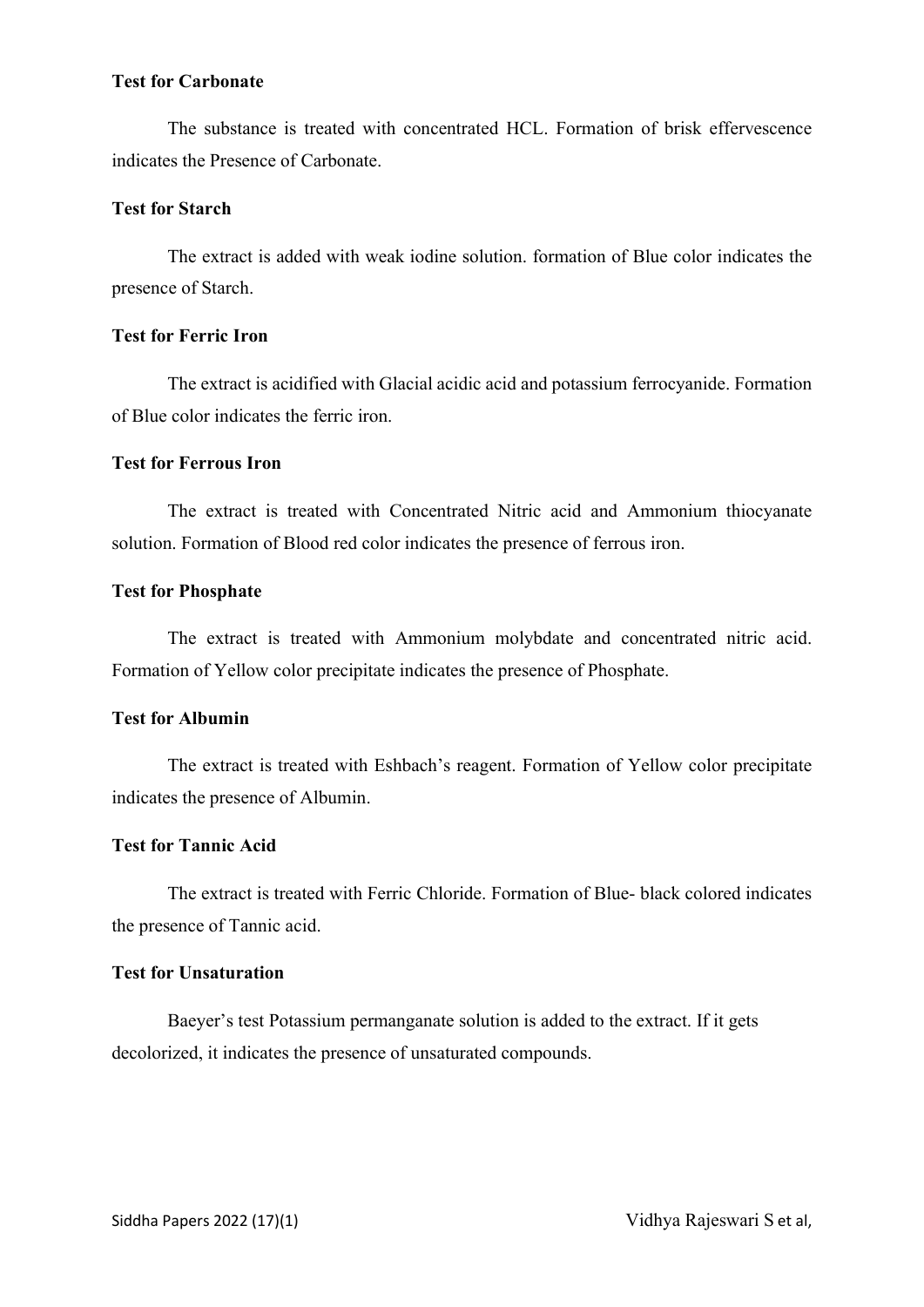**Test for Carbonate**

The substance is treated with concentrated HCL. Formation of brisk effervescence indicates the Presence of Carbonate.

**Test for Starch**

The extract is added with weak iodine solution. formation of Blue color indicates the presence of Starch.

**Test for Ferric Iron**

The extract is acidified with Glacial acidic acid and potassium ferrocyanide. Formation of Blue color indicates the ferric iron.

**Test for Ferrous Iron**

The extract is treated with Concentrated Nitric acid and Ammonium thiocyanate solution. Formation of Blood red color indicates the presence of ferrous iron.

**Test for Phosphate**

The extract is treated with Ammonium molybdate and concentrated nitric acid. Formation of Yellow color precipitate indicates the presence of Phosphate.

**Test for Albumin**

The extract is treated with Eshbach's reagent. Formation of Yellow color precipitate indicates the presence of Albumin.

**Test for Tannic Acid**

The extract is treated with Ferric Chloride. Formation of Blue- black colored indicates the presence of Tannic acid.

**Test for Unsaturation**

Baeyer's test Potassium permanganate solution is added to the extract. If it gets decolorized, it indicates the presence of unsaturated compounds.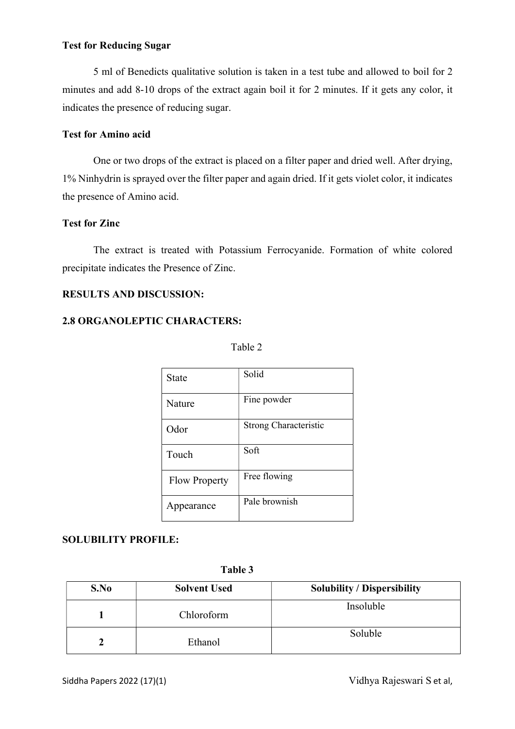**Test for Reducing Sugar**

5 ml of Benedicts qualitative solution is taken in a test tube and allowed to boil for 2 minutes and add 8-10 drops of the extract again boil it for 2 minutes. If it gets any color, it indicates the presence of reducing sugar.

**Test for Amino acid**

One or two drops of the extract is placed on a filter paper and dried well. After drying, 1% Ninhydrin is sprayed over the filter paper and again dried. If it gets violet color, it indicates the presence of Amino acid.

**Test for Zinc**

The extract is treated with Potassium Ferrocyanide. Formation of white colored precipitate indicates the Presence of Zinc.

## RESULTS AND DISCUSSION:

### 2.8 ORGANOLEPTIC CHARACTERS:

Table 2

| State | Solid |
|---|---|
| Nature | Fine powder |
| Odor | Strong Characteristic |
| Touch | Soft |
| Flow Property | Free flowing |
| Appearance | Pale brownish |

### SOLUBILITY PROFILE:

**Table 3**

| S.No | Solvent Used | Solubility / Dispersibility |
|---|---|---|
| 1 | Chloroform | Insoluble |
| 2 | Ethanol | Soluble |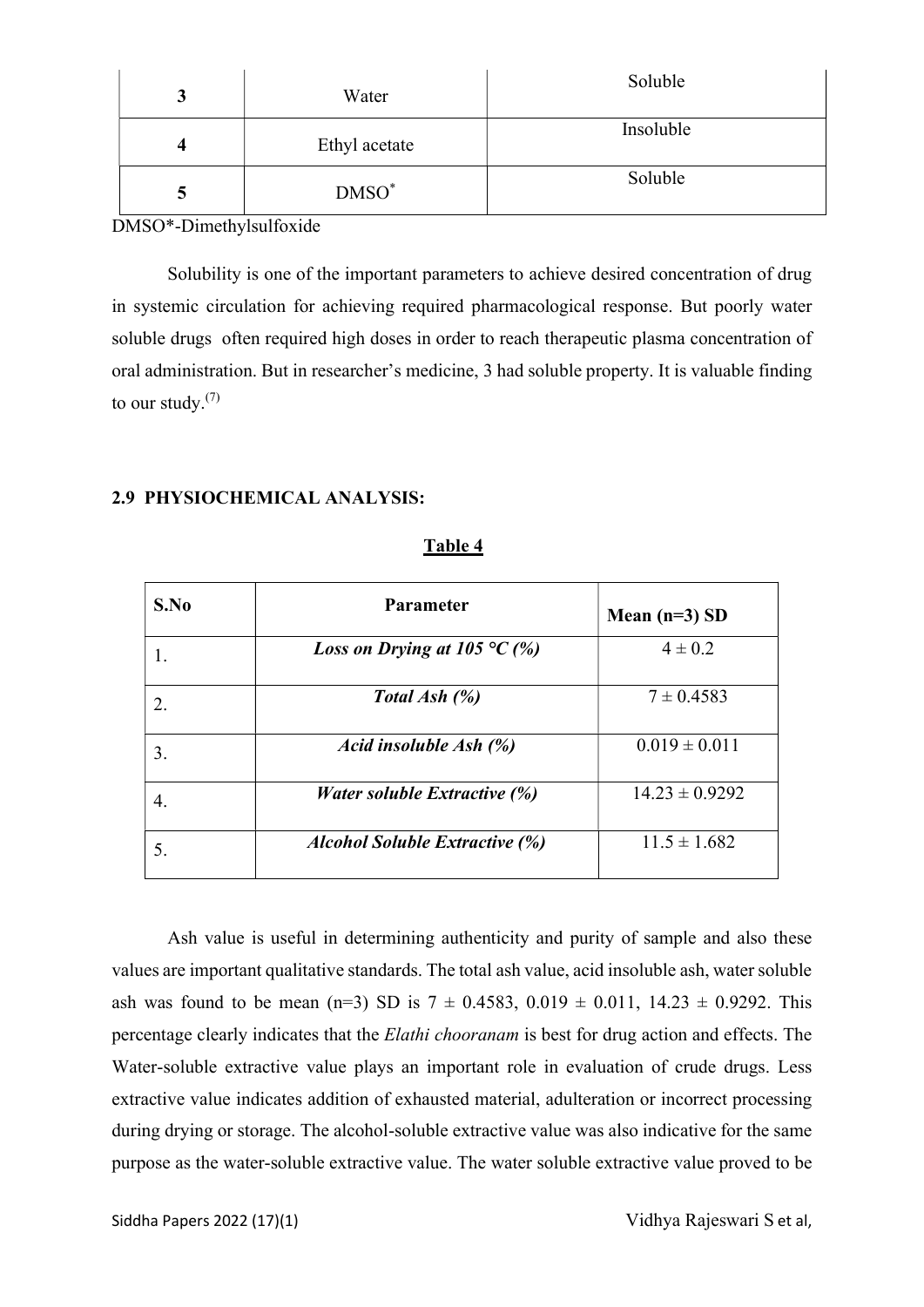| 3 | Water | Soluble |
|---|---|---|
| 4 | Ethyl acetate | Insoluble |
| 5 | DMSO* | Soluble |

DMSO*-Dimethylsulfoxide

Solubility is one of the important parameters to achieve desired concentration of drug in systemic circulation for achieving required pharmacological response. But poorly water soluble drugs often required high doses in order to reach therapeutic plasma concentration of oral administration. But in researcher's medicine, 3 had soluble property. It is valuable finding to our study.[7]

## 2.9 PHYSIOCHEMICAL ANALYSIS:

**Table 4**

| S.No | Parameter | Mean (n=3) SD |
|---|---|---|
| 1. | ***Loss on Drying at 105 °C (%)*** | 4 ± 0.2 |
| 2. | ***Total Ash (%)*** | 7 ± 0.4583 |
| 3. | ***Acid insoluble Ash (%)*** | 0.019 ± 0.011 |
| 4. | ***Water soluble Extractive (%)*** | 14.23 ± 0.9292 |
| 5. | ***Alcohol Soluble Extractive (%)*** | 11.5 ± 1.682 |

Ash value is useful in determining authenticity and purity of sample and also these values are important qualitative standards. The total ash value, acid insoluble ash, water soluble ash was found to be mean (n=3) SD is 7 ± 0.4583, 0.019 ± 0.011, 14.23 ± 0.9292. This percentage clearly indicates that the *Elathi chooranam* is best for drug action and effects. The Water-soluble extractive value plays an important role in evaluation of crude drugs. Less extractive value indicates addition of exhausted material, adulteration or incorrect processing during drying or storage. The alcohol-soluble extractive value was also indicative for the same purpose as the water-soluble extractive value. The water soluble extractive value proved to be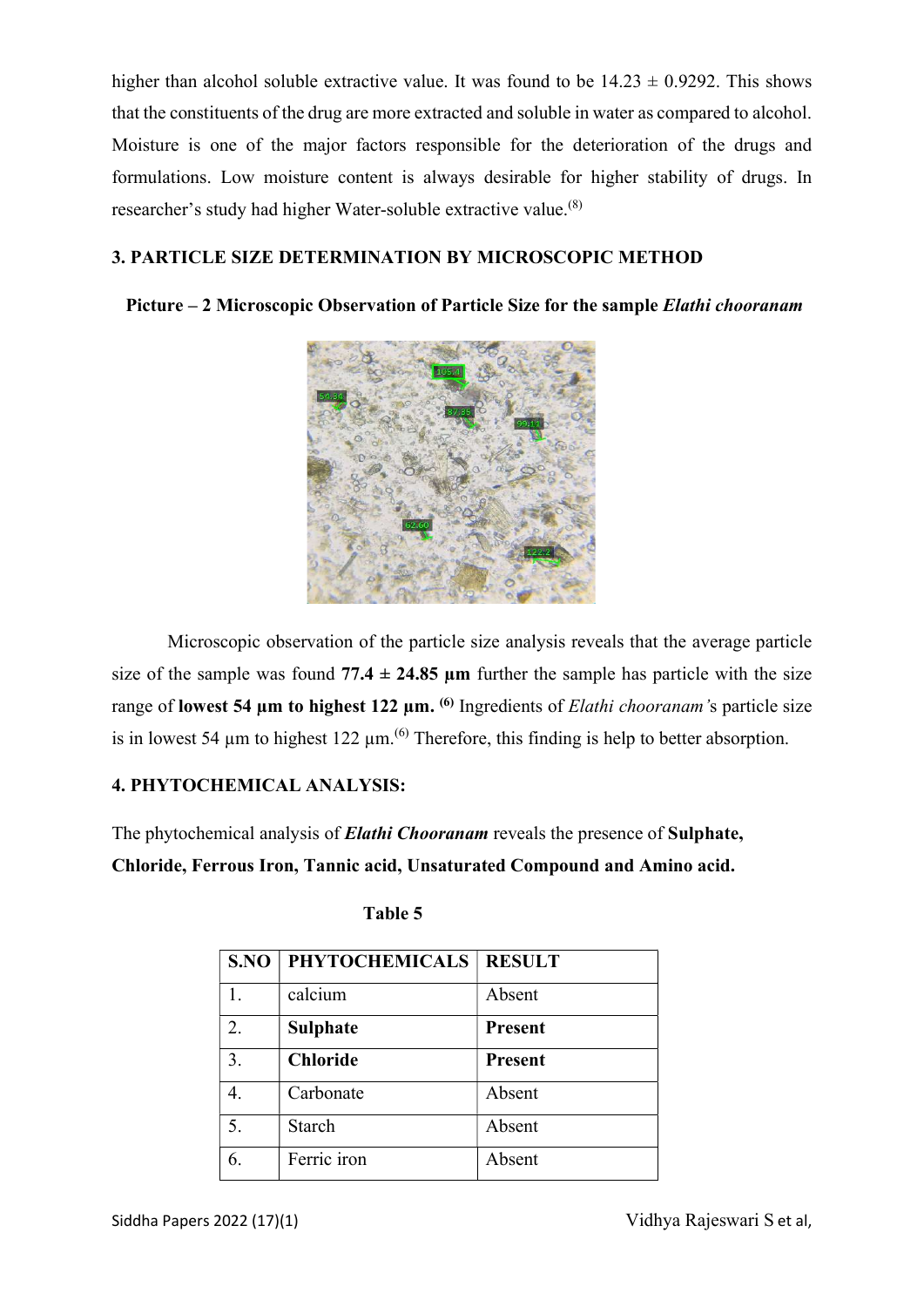higher than alcohol soluble extractive value. It was found to be 14.23 ± 0.9292. This shows that the constituents of the drug are more extracted and soluble in water as compared to alcohol. Moisture is one of the major factors responsible for the deterioration of the drugs and formulations. Low moisture content is always desirable for higher stability of drugs. In researcher's study had higher Water-soluble extractive value.[8]

### 3. PARTICLE SIZE DETERMINATION BY MICROSCOPIC METHOD

**Picture – 2 Microscopic Observation of Particle Size for the sample *Elathi chooranam***

Microscopic observation of the particle size analysis reveals that the average particle size of the sample was found **77.4 ± 24.85 µm** further the sample has particle with the size range of **lowest 54 µm to highest 122 µm.** [6] Ingredients of *Elathi chooranam'*s particle size is in lowest 54 µm to highest 122 µm.[6] Therefore, this finding is help to better absorption.

### 4. PHYTOCHEMICAL ANALYSIS:

The phytochemical analysis of ***Elathi Chooranam*** reveals the presence of **Sulphate, Chloride, Ferrous Iron, Tannic acid, Unsaturated Compound and Amino acid.**

**Table 5**

| S.NO | PHYTOCHEMICALS | RESULT |
|---|---|---|
| 1. | calcium | Absent |
| 2. | **Sulphate** | **Present** |
| 3. | **Chloride** | **Present** |
| 4. | Carbonate | Absent |
| 5. | Starch | Absent |
| 6. | Ferric iron | Absent |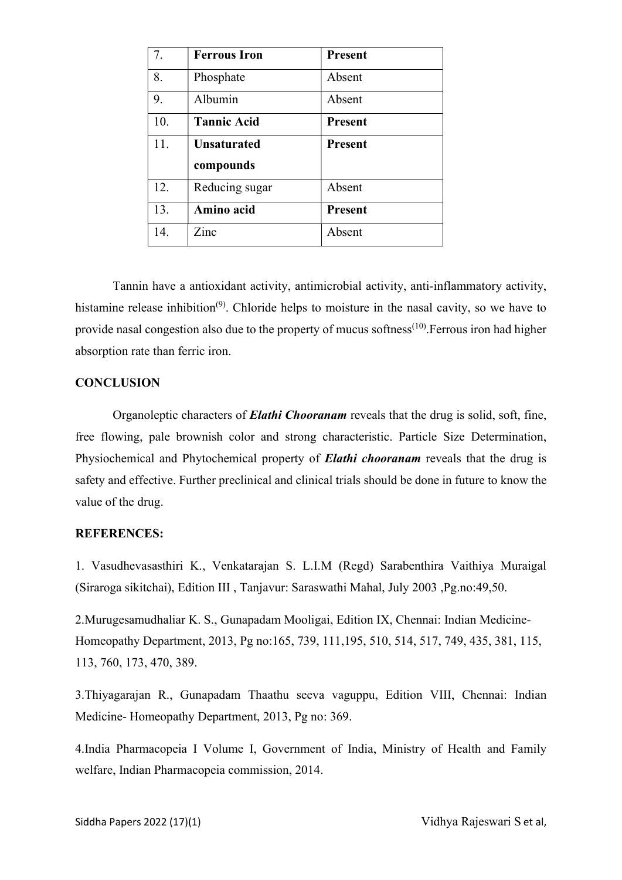| 7. | **Ferrous Iron** | **Present** |
|---|---|---|
| 8. | Phosphate | Absent |
| 9. | Albumin | Absent |
| 10. | **Tannic Acid** | **Present** |
| 11. | **Unsaturated compounds** | **Present** |
| 12. | Reducing sugar | Absent |
| 13. | **Amino acid** | **Present** |
| 14. | Zinc | Absent |

Tannin have a antioxidant activity, antimicrobial activity, anti-inflammatory activity, histamine release inhibition[9]. Chloride helps to moisture in the nasal cavity, so we have to provide nasal congestion also due to the property of mucus softness[10].Ferrous iron had higher absorption rate than ferric iron.

## CONCLUSION

Organoleptic characters of ***Elathi Chooranam*** reveals that the drug is solid, soft, fine, free flowing, pale brownish color and strong characteristic. Particle Size Determination, Physiochemical and Phytochemical property of ***Elathi chooranam*** reveals that the drug is safety and effective. Further preclinical and clinical trials should be done in future to know the value of the drug.

## REFERENCES:

1. Vasudhevasasthiri K., Venkatarajan S. L.I.M (Regd) Sarabenthira Vaithiya Muraigal (Siraroga sikitchai), Edition III , Tanjavur: Saraswathi Mahal, July 2003 ,Pg.no:49,50.

2.Murugesamudhaliar K. S., Gunapadam Mooligai, Edition IX, Chennai: Indian Medicine- Homeopathy Department, 2013, Pg no:165, 739, 111,195, 510, 514, 517, 749, 435, 381, 115, 113, 760, 173, 470, 389.

3.Thiyagarajan R., Gunapadam Thaathu seeva vaguppu, Edition VIII, Chennai: Indian Medicine- Homeopathy Department, 2013, Pg no: 369.

4.India Pharmacopeia I Volume I, Government of India, Ministry of Health and Family welfare, Indian Pharmacopeia commission, 2014.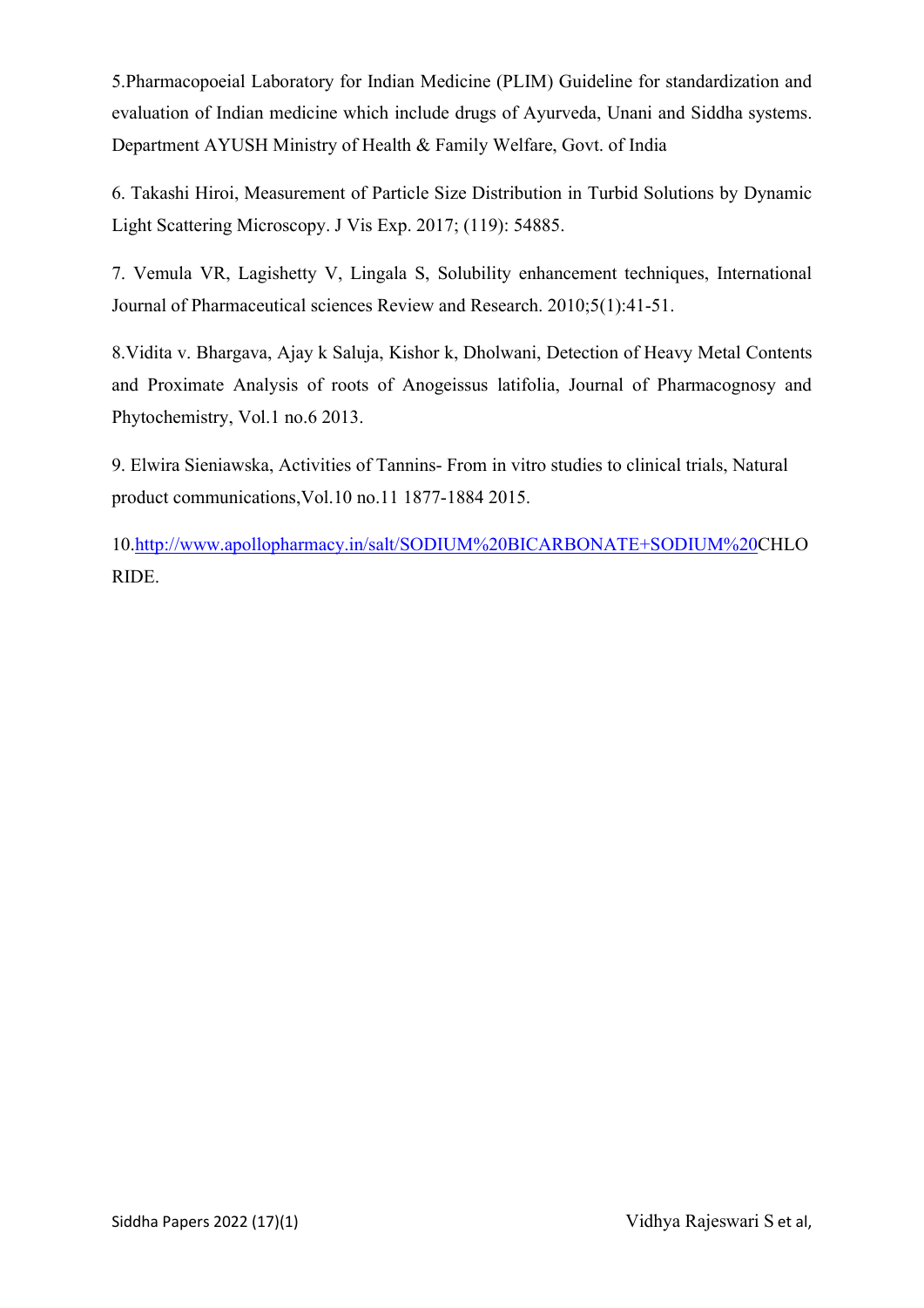5.Pharmacopoeial Laboratory for Indian Medicine (PLIM) Guideline for standardization and evaluation of Indian medicine which include drugs of Ayurveda, Unani and Siddha systems. Department AYUSH Ministry of Health & Family Welfare, Govt. of India

6. Takashi Hiroi, Measurement of Particle Size Distribution in Turbid Solutions by Dynamic Light Scattering Microscopy. J Vis Exp. 2017; (119): 54885.

7. Vemula VR, Lagishetty V, Lingala S, Solubility enhancement techniques, International Journal of Pharmaceutical sciences Review and Research. 2010;5(1):41-51.

8.Vidita v. Bhargava, Ajay k Saluja, Kishor k, Dholwani, Detection of Heavy Metal Contents and Proximate Analysis of roots of Anogeissus latifolia, Journal of Pharmacognosy and Phytochemistry, Vol.1 no.6 2013.

9. Elwira Sieniawska, Activities of Tannins- From in vitro studies to clinical trials, Natural product communications,Vol.10 no.11 1877-1884 2015.

10.http://www.apollopharmacy.in/salt/SODIUM%20BICARBONATE+SODIUM%20CHLORIDE.